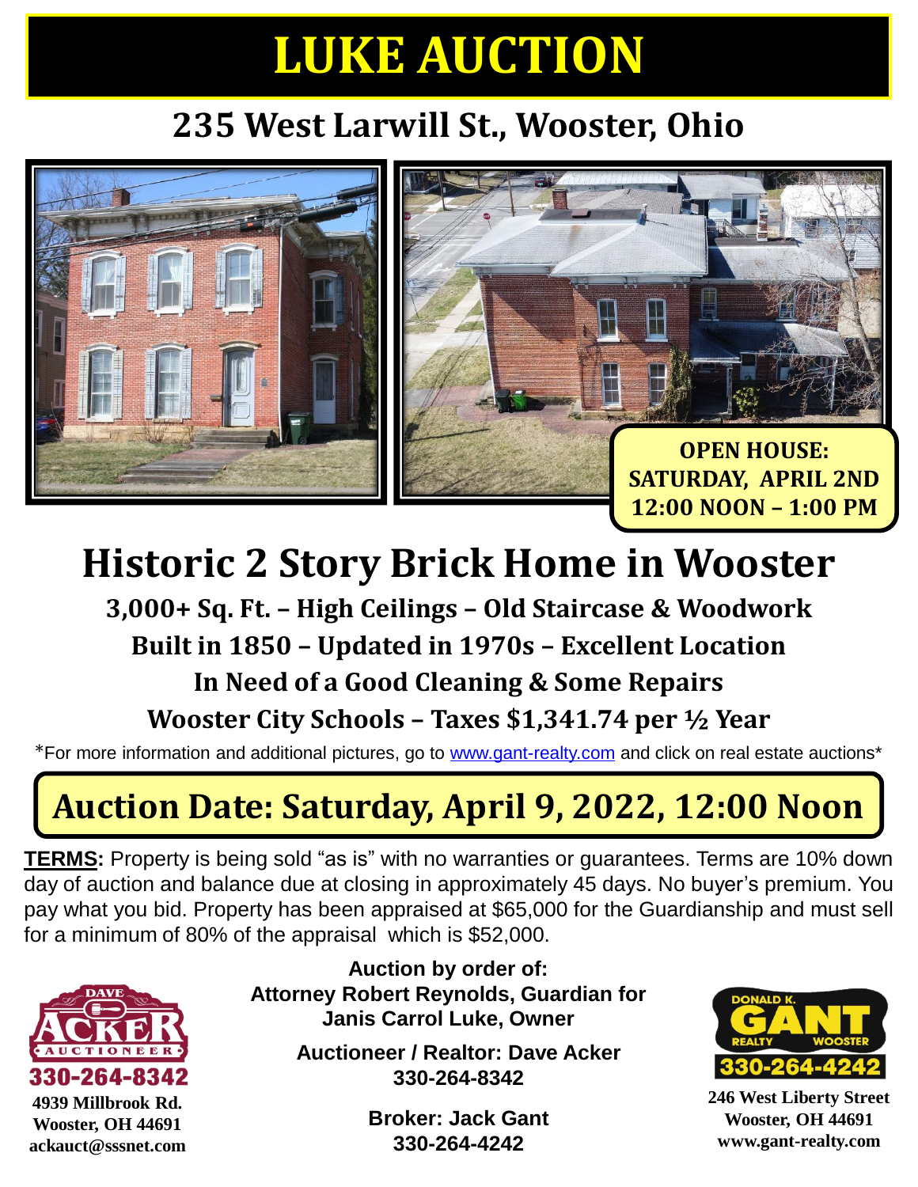# LUKE AUCTION

## 235 West Larwill St., Wooster, Ohio

**OPEN HOUSE:**
**SATURDAY, APRIL 2ND**
**12:00 NOON – 1:00 PM**

# Historic 2 Story Brick Home in Wooster

### 3,000+ Sq. Ft. – High Ceilings – Old Staircase & Woodwork
### Built in 1850 – Updated in 1970s – Excellent Location
### In Need of a Good Cleaning & Some Repairs
### Wooster City Schools – Taxes $1,341.74 per ½ Year

*For more information and additional pictures, go to www.gant-realty.com and click on real estate auctions*

## Auction Date: Saturday, April 9, 2022, 12:00 Noon

**TERMS:** Property is being sold "as is" with no warranties or guarantees. Terms are 10% down day of auction and balance due at closing in approximately 45 days. No buyer's premium. You pay what you bid. Property has been appraised at $65,000 for the Guardianship and must sell for a minimum of 80% of the appraisal which is $52,000.

**Auction by order of:**
**Attorney Robert Reynolds, Guardian for Janis Carrol Luke, Owner**

**Auctioneer / Realtor: Dave Acker**
**330-264-8342**

**Broker: Jack Gant**
**330-264-4242**

DAVE ACKER AUCTIONEER
330-264-8342
4939 Millbrook Rd.
Wooster, OH 44691
ackauct@sssnet.com

DONALD K. GANT REALTY WOOSTER
330-264-4242
246 West Liberty Street
Wooster, OH 44691
www.gant-realty.com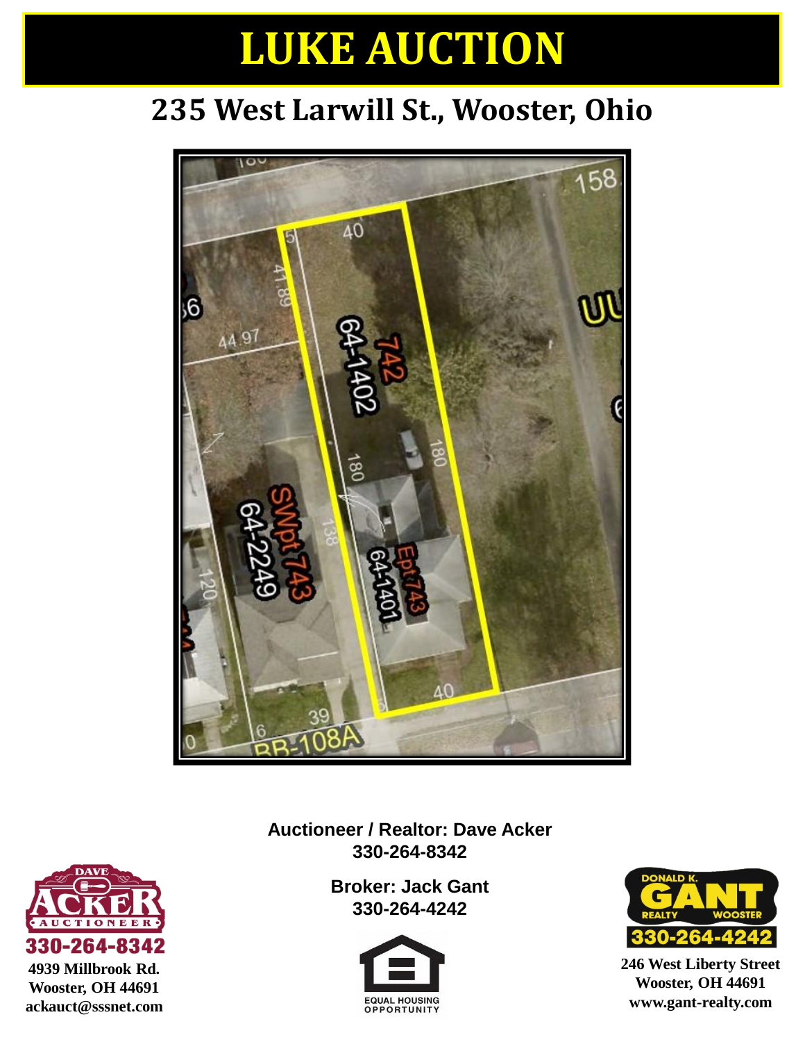# LUKE AUCTION

## 235 West Larwill St., Wooster, Ohio

**Auctioneer / Realtor: Dave Acker**
**330-264-8342**

**Broker: Jack Gant**
**330-264-4242**

DAVE ACKER AUCTIONEER
330-264-8342
4939 Millbrook Rd.
Wooster, OH 44691
ackauct@sssnet.com

EQUAL HOUSING OPPORTUNITY

DONALD K. GANT REALTY WOOSTER
330-264-4242
246 West Liberty Street
Wooster, OH 44691
www.gant-realty.com